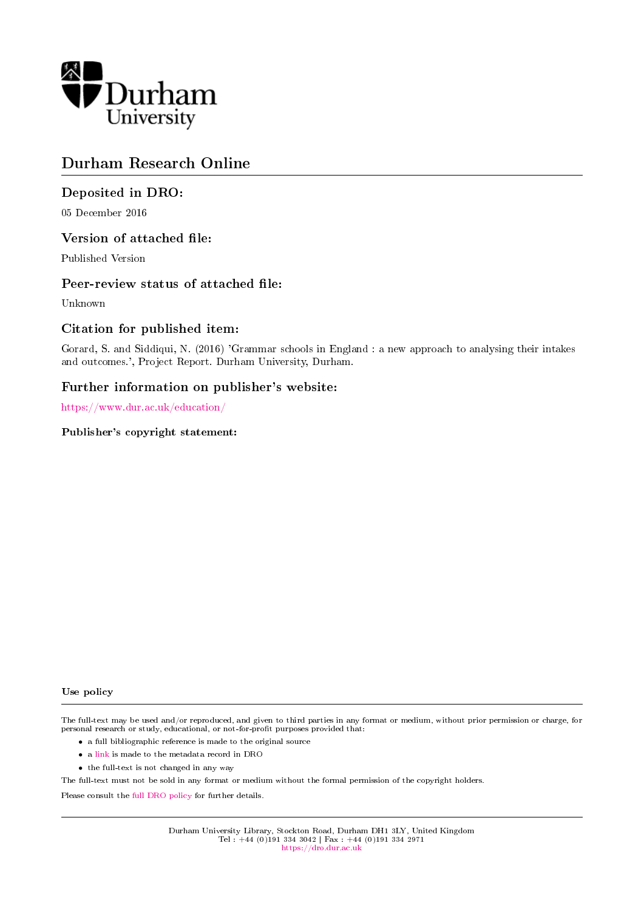Durham University

# Durham Research Online

## Deposited in DRO:

05 December 2016

## Version of attached file:

Published Version

## Peer-review status of attached file:

Unknown

## Citation for published item:

Gorard, S. and Siddiqui, N. (2016) 'Grammar schools in England : a new approach to analysing their intakes and outcomes.', Project Report. Durham University, Durham.

## Further information on publisher's website:

https://www.dur.ac.uk/education/

### Publisher's copyright statement:

### Use policy

The full-text may be used and/or reproduced, and given to third parties in any format or medium, without prior permission or charge, for personal research or study, educational, or not-for-profit purposes provided that:

- a full bibliographic reference is made to the original source
- a link is made to the metadata record in DRO
- the full-text is not changed in any way

The full-text must not be sold in any format or medium without the formal permission of the copyright holders.

Please consult the full DRO policy for further details.

Durham University Library, Stockton Road, Durham DH1 3LY, United Kingdom
Tel : +44 (0)191 334 3042 | Fax : +44 (0)191 334 2971
https://dro.dur.ac.uk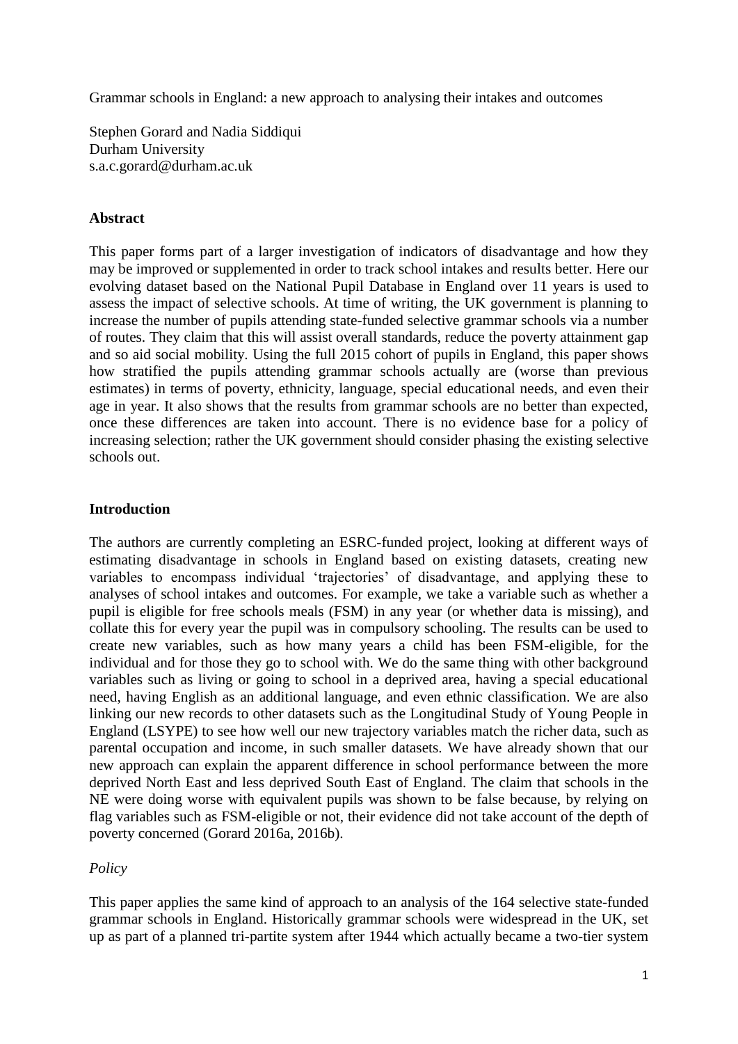Grammar schools in England: a new approach to analysing their intakes and outcomes

Stephen Gorard and Nadia Siddiqui
Durham University
s.a.c.gorard@durham.ac.uk

## Abstract

This paper forms part of a larger investigation of indicators of disadvantage and how they may be improved or supplemented in order to track school intakes and results better. Here our evolving dataset based on the National Pupil Database in England over 11 years is used to assess the impact of selective schools. At time of writing, the UK government is planning to increase the number of pupils attending state-funded selective grammar schools via a number of routes. They claim that this will assist overall standards, reduce the poverty attainment gap and so aid social mobility. Using the full 2015 cohort of pupils in England, this paper shows how stratified the pupils attending grammar schools actually are (worse than previous estimates) in terms of poverty, ethnicity, language, special educational needs, and even their age in year. It also shows that the results from grammar schools are no better than expected, once these differences are taken into account. There is no evidence base for a policy of increasing selection; rather the UK government should consider phasing the existing selective schools out.

## Introduction

The authors are currently completing an ESRC-funded project, looking at different ways of estimating disadvantage in schools in England based on existing datasets, creating new variables to encompass individual 'trajectories' of disadvantage, and applying these to analyses of school intakes and outcomes. For example, we take a variable such as whether a pupil is eligible for free schools meals (FSM) in any year (or whether data is missing), and collate this for every year the pupil was in compulsory schooling. The results can be used to create new variables, such as how many years a child has been FSM-eligible, for the individual and for those they go to school with. We do the same thing with other background variables such as living or going to school in a deprived area, having a special educational need, having English as an additional language, and even ethnic classification. We are also linking our new records to other datasets such as the Longitudinal Study of Young People in England (LSYPE) to see how well our new trajectory variables match the richer data, such as parental occupation and income, in such smaller datasets. We have already shown that our new approach can explain the apparent difference in school performance between the more deprived North East and less deprived South East of England. The claim that schools in the NE were doing worse with equivalent pupils was shown to be false because, by relying on flag variables such as FSM-eligible or not, their evidence did not take account of the depth of poverty concerned (Gorard 2016a, 2016b).

### *Policy*

This paper applies the same kind of approach to an analysis of the 164 selective state-funded grammar schools in England. Historically grammar schools were widespread in the UK, set up as part of a planned tri-partite system after 1944 which actually became a two-tier system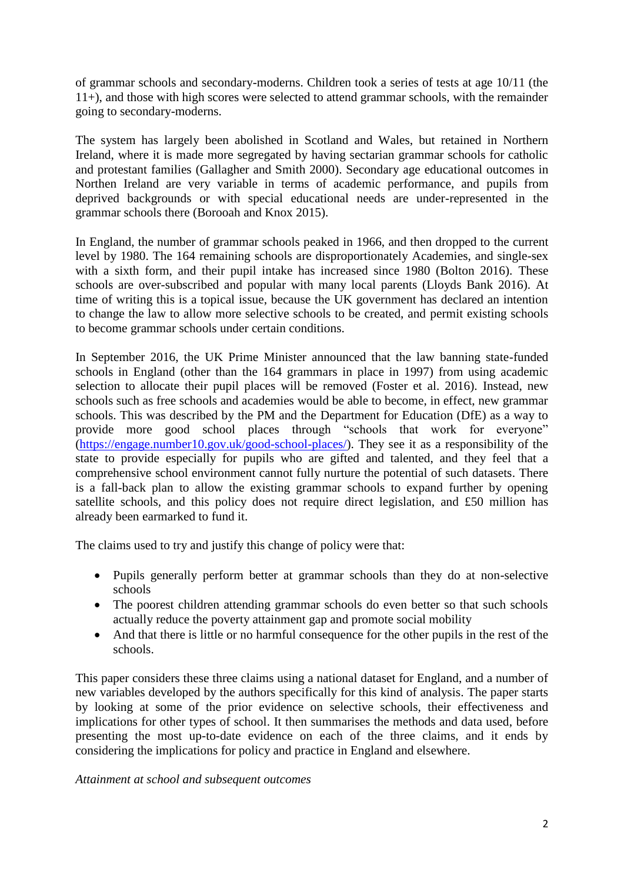of grammar schools and secondary-moderns. Children took a series of tests at age 10/11 (the 11+), and those with high scores were selected to attend grammar schools, with the remainder going to secondary-moderns.

The system has largely been abolished in Scotland and Wales, but retained in Northern Ireland, where it is made more segregated by having sectarian grammar schools for catholic and protestant families (Gallagher and Smith 2000). Secondary age educational outcomes in Northen Ireland are very variable in terms of academic performance, and pupils from deprived backgrounds or with special educational needs are under-represented in the grammar schools there (Borooah and Knox 2015).

In England, the number of grammar schools peaked in 1966, and then dropped to the current level by 1980. The 164 remaining schools are disproportionately Academies, and single-sex with a sixth form, and their pupil intake has increased since 1980 (Bolton 2016). These schools are over-subscribed and popular with many local parents (Lloyds Bank 2016). At time of writing this is a topical issue, because the UK government has declared an intention to change the law to allow more selective schools to be created, and permit existing schools to become grammar schools under certain conditions.

In September 2016, the UK Prime Minister announced that the law banning state-funded schools in England (other than the 164 grammars in place in 1997) from using academic selection to allocate their pupil places will be removed (Foster et al. 2016). Instead, new schools such as free schools and academies would be able to become, in effect, new grammar schools. This was described by the PM and the Department for Education (DfE) as a way to provide more good school places through "schools that work for everyone" (https://engage.number10.gov.uk/good-school-places/). They see it as a responsibility of the state to provide especially for pupils who are gifted and talented, and they feel that a comprehensive school environment cannot fully nurture the potential of such datasets. There is a fall-back plan to allow the existing grammar schools to expand further by opening satellite schools, and this policy does not require direct legislation, and £50 million has already been earmarked to fund it.

The claims used to try and justify this change of policy were that:

- Pupils generally perform better at grammar schools than they do at non-selective schools
- The poorest children attending grammar schools do even better so that such schools actually reduce the poverty attainment gap and promote social mobility
- And that there is little or no harmful consequence for the other pupils in the rest of the schools.

This paper considers these three claims using a national dataset for England, and a number of new variables developed by the authors specifically for this kind of analysis. The paper starts by looking at some of the prior evidence on selective schools, their effectiveness and implications for other types of school. It then summarises the methods and data used, before presenting the most up-to-date evidence on each of the three claims, and it ends by considering the implications for policy and practice in England and elsewhere.

*Attainment at school and subsequent outcomes*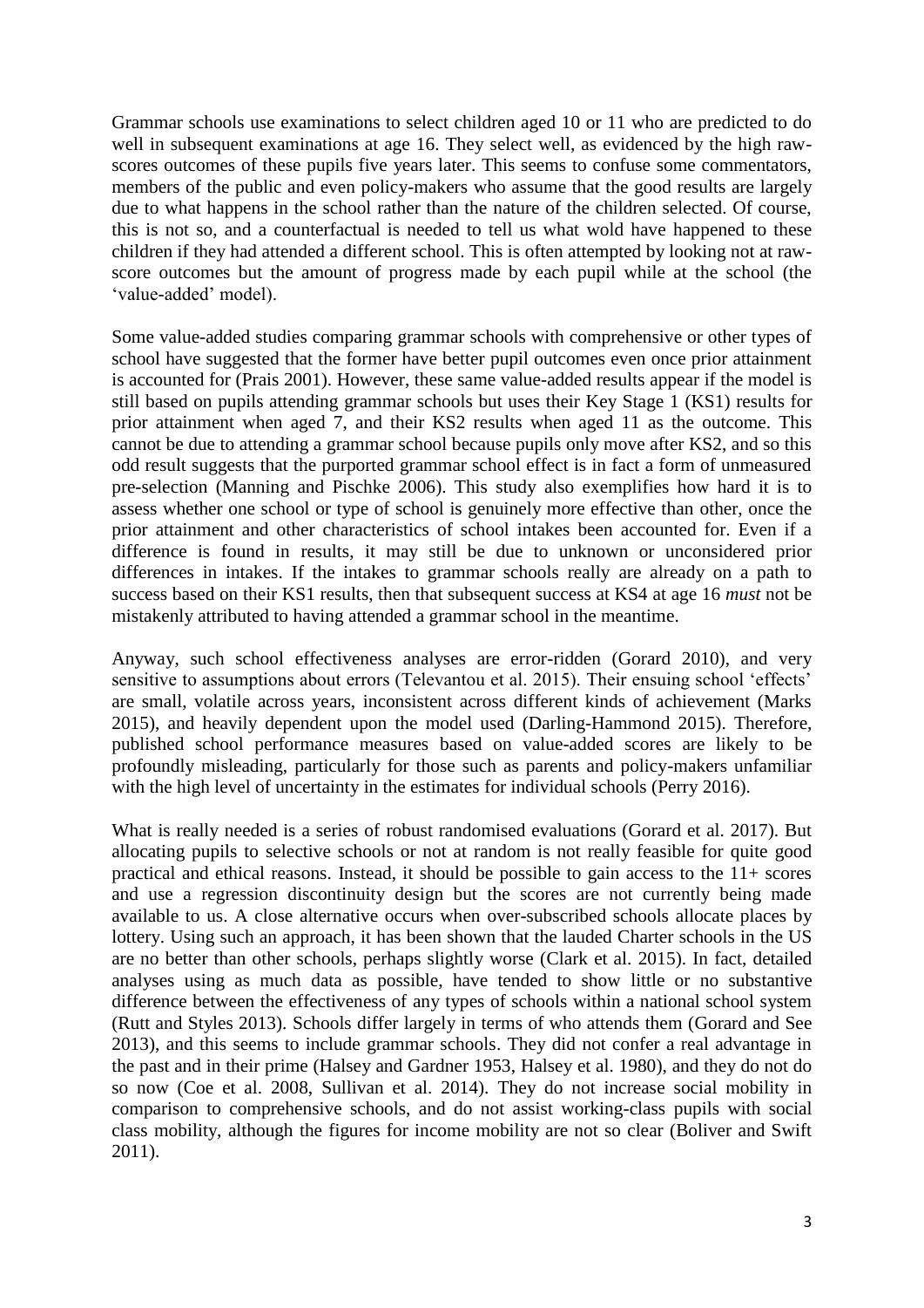Grammar schools use examinations to select children aged 10 or 11 who are predicted to do well in subsequent examinations at age 16. They select well, as evidenced by the high raw-scores outcomes of these pupils five years later. This seems to confuse some commentators, members of the public and even policy-makers who assume that the good results are largely due to what happens in the school rather than the nature of the children selected. Of course, this is not so, and a counterfactual is needed to tell us what wold have happened to these children if they had attended a different school. This is often attempted by looking not at raw-score outcomes but the amount of progress made by each pupil while at the school (the 'value-added' model).

Some value-added studies comparing grammar schools with comprehensive or other types of school have suggested that the former have better pupil outcomes even once prior attainment is accounted for (Prais 2001). However, these same value-added results appear if the model is still based on pupils attending grammar schools but uses their Key Stage 1 (KS1) results for prior attainment when aged 7, and their KS2 results when aged 11 as the outcome. This cannot be due to attending a grammar school because pupils only move after KS2, and so this odd result suggests that the purported grammar school effect is in fact a form of unmeasured pre-selection (Manning and Pischke 2006). This study also exemplifies how hard it is to assess whether one school or type of school is genuinely more effective than other, once the prior attainment and other characteristics of school intakes been accounted for. Even if a difference is found in results, it may still be due to unknown or unconsidered prior differences in intakes. If the intakes to grammar schools really are already on a path to success based on their KS1 results, then that subsequent success at KS4 at age 16 *must* not be mistakenly attributed to having attended a grammar school in the meantime.

Anyway, such school effectiveness analyses are error-ridden (Gorard 2010), and very sensitive to assumptions about errors (Televantou et al. 2015). Their ensuing school 'effects' are small, volatile across years, inconsistent across different kinds of achievement (Marks 2015), and heavily dependent upon the model used (Darling-Hammond 2015). Therefore, published school performance measures based on value-added scores are likely to be profoundly misleading, particularly for those such as parents and policy-makers unfamiliar with the high level of uncertainty in the estimates for individual schools (Perry 2016).

What is really needed is a series of robust randomised evaluations (Gorard et al. 2017). But allocating pupils to selective schools or not at random is not really feasible for quite good practical and ethical reasons. Instead, it should be possible to gain access to the 11+ scores and use a regression discontinuity design but the scores are not currently being made available to us. A close alternative occurs when over-subscribed schools allocate places by lottery. Using such an approach, it has been shown that the lauded Charter schools in the US are no better than other schools, perhaps slightly worse (Clark et al. 2015). In fact, detailed analyses using as much data as possible, have tended to show little or no substantive difference between the effectiveness of any types of schools within a national school system (Rutt and Styles 2013). Schools differ largely in terms of who attends them (Gorard and See 2013), and this seems to include grammar schools. They did not confer a real advantage in the past and in their prime (Halsey and Gardner 1953, Halsey et al. 1980), and they do not do so now (Coe et al. 2008, Sullivan et al. 2014). They do not increase social mobility in comparison to comprehensive schools, and do not assist working-class pupils with social class mobility, although the figures for income mobility are not so clear (Boliver and Swift 2011).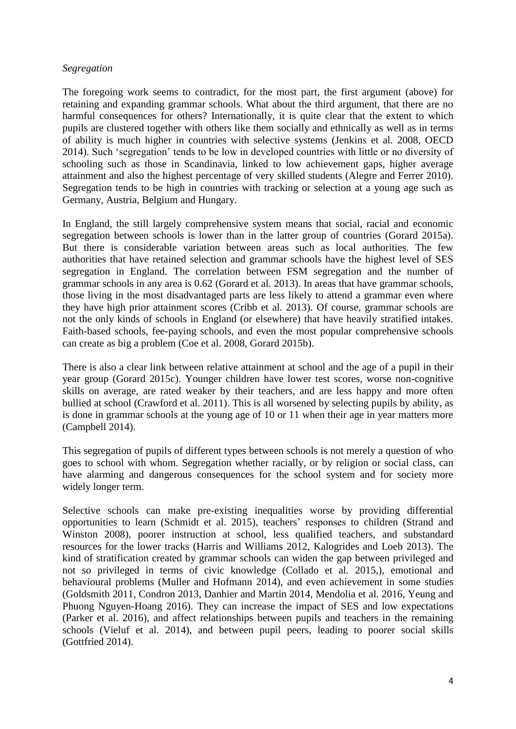*Segregation*

The foregoing work seems to contradict, for the most part, the first argument (above) for retaining and expanding grammar schools. What about the third argument, that there are no harmful consequences for others? Internationally, it is quite clear that the extent to which pupils are clustered together with others like them socially and ethnically as well as in terms of ability is much higher in countries with selective systems (Jenkins et al. 2008, OECD 2014). Such 'segregation' tends to be low in developed countries with little or no diversity of schooling such as those in Scandinavia, linked to low achievement gaps, higher average attainment and also the highest percentage of very skilled students (Alegre and Ferrer 2010). Segregation tends to be high in countries with tracking or selection at a young age such as Germany, Austria, Belgium and Hungary.

In England, the still largely comprehensive system means that social, racial and economic segregation between schools is lower than in the latter group of countries (Gorard 2015a). But there is considerable variation between areas such as local authorities. The few authorities that have retained selection and grammar schools have the highest level of SES segregation in England. The correlation between FSM segregation and the number of grammar schools in any area is 0.62 (Gorard et al. 2013). In areas that have grammar schools, those living in the most disadvantaged parts are less likely to attend a grammar even where they have high prior attainment scores (Cribb et al. 2013). Of course, grammar schools are not the only kinds of schools in England (or elsewhere) that have heavily stratified intakes. Faith-based schools, fee-paying schools, and even the most popular comprehensive schools can create as big a problem (Coe et al. 2008, Gorard 2015b).

There is also a clear link between relative attainment at school and the age of a pupil in their year group (Gorard 2015c). Younger children have lower test scores, worse non-cognitive skills on average, are rated weaker by their teachers, and are less happy and more often bullied at school (Crawford et al. 2011). This is all worsened by selecting pupils by ability, as is done in grammar schools at the young age of 10 or 11 when their age in year matters more (Campbell 2014).

This segregation of pupils of different types between schools is not merely a question of who goes to school with whom. Segregation whether racially, or by religion or social class, can have alarming and dangerous consequences for the school system and for society more widely longer term.

Selective schools can make pre-existing inequalities worse by providing differential opportunities to learn (Schmidt et al. 2015), teachers' responses to children (Strand and Winston 2008), poorer instruction at school, less qualified teachers, and substandard resources for the lower tracks (Harris and Williams 2012, Kalogrides and Loeb 2013). The kind of stratification created by grammar schools can widen the gap between privileged and not so privileged in terms of civic knowledge (Collado et al. 2015,), emotional and behavioural problems (Muller and Hofmann 2014), and even achievement in some studies (Goldsmith 2011, Condron 2013, Danhier and Martin 2014, Mendolia et al. 2016, Yeung and Phuong Nguyen-Hoang 2016). They can increase the impact of SES and low expectations (Parker et al. 2016), and affect relationships between pupils and teachers in the remaining schools (Vieluf et al. 2014), and between pupil peers, leading to poorer social skills (Gottfried 2014).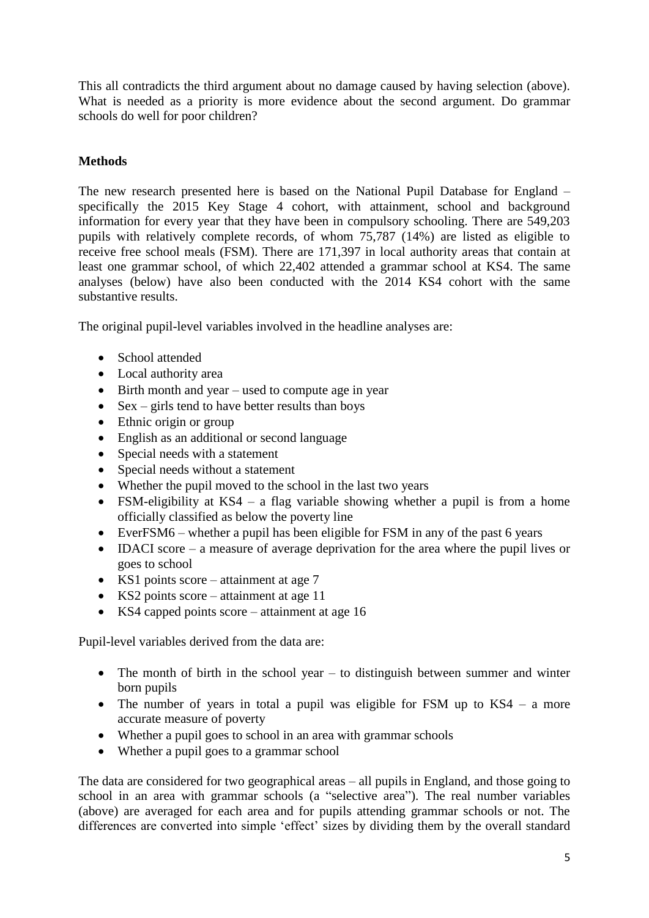This all contradicts the third argument about no damage caused by having selection (above). What is needed as a priority is more evidence about the second argument. Do grammar schools do well for poor children?

## Methods

The new research presented here is based on the National Pupil Database for England – specifically the 2015 Key Stage 4 cohort, with attainment, school and background information for every year that they have been in compulsory schooling. There are 549,203 pupils with relatively complete records, of whom 75,787 (14%) are listed as eligible to receive free school meals (FSM). There are 171,397 in local authority areas that contain at least one grammar school, of which 22,402 attended a grammar school at KS4. The same analyses (below) have also been conducted with the 2014 KS4 cohort with the same substantive results.

The original pupil-level variables involved in the headline analyses are:

- School attended
- Local authority area
- Birth month and year – used to compute age in year
- Sex – girls tend to have better results than boys
- Ethnic origin or group
- English as an additional or second language
- Special needs with a statement
- Special needs without a statement
- Whether the pupil moved to the school in the last two years
- FSM-eligibility at KS4 – a flag variable showing whether a pupil is from a home officially classified as below the poverty line
- EverFSM6 – whether a pupil has been eligible for FSM in any of the past 6 years
- IDACI score – a measure of average deprivation for the area where the pupil lives or goes to school
- KS1 points score – attainment at age 7
- KS2 points score – attainment at age 11
- KS4 capped points score – attainment at age 16

Pupil-level variables derived from the data are:

- The month of birth in the school year – to distinguish between summer and winter born pupils
- The number of years in total a pupil was eligible for FSM up to KS4 – a more accurate measure of poverty
- Whether a pupil goes to school in an area with grammar schools
- Whether a pupil goes to a grammar school

The data are considered for two geographical areas – all pupils in England, and those going to school in an area with grammar schools (a "selective area"). The real number variables (above) are averaged for each area and for pupils attending grammar schools or not. The differences are converted into simple 'effect' sizes by dividing them by the overall standard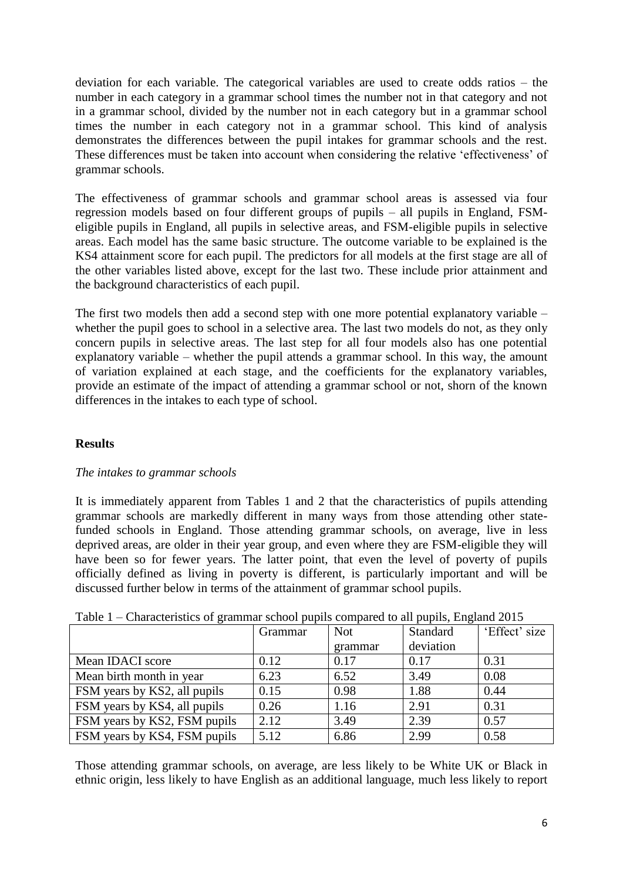deviation for each variable. The categorical variables are used to create odds ratios – the number in each category in a grammar school times the number not in that category and not in a grammar school, divided by the number not in each category but in a grammar school times the number in each category not in a grammar school. This kind of analysis demonstrates the differences between the pupil intakes for grammar schools and the rest. These differences must be taken into account when considering the relative 'effectiveness' of grammar schools.

The effectiveness of grammar schools and grammar school areas is assessed via four regression models based on four different groups of pupils – all pupils in England, FSM-eligible pupils in England, all pupils in selective areas, and FSM-eligible pupils in selective areas. Each model has the same basic structure. The outcome variable to be explained is the KS4 attainment score for each pupil. The predictors for all models at the first stage are all of the other variables listed above, except for the last two. These include prior attainment and the background characteristics of each pupil.

The first two models then add a second step with one more potential explanatory variable – whether the pupil goes to school in a selective area. The last two models do not, as they only concern pupils in selective areas. The last step for all four models also has one potential explanatory variable – whether the pupil attends a grammar school. In this way, the amount of variation explained at each stage, and the coefficients for the explanatory variables, provide an estimate of the impact of attending a grammar school or not, shorn of the known differences in the intakes to each type of school.

## Results

*The intakes to grammar schools*

It is immediately apparent from Tables 1 and 2 that the characteristics of pupils attending grammar schools are markedly different in many ways from those attending other state-funded schools in England. Those attending grammar schools, on average, live in less deprived areas, are older in their year group, and even where they are FSM-eligible they will have been so for fewer years. The latter point, that even the level of poverty of pupils officially defined as living in poverty is different, is particularly important and will be discussed further below in terms of the attainment of grammar school pupils.

Table 1 – Characteristics of grammar school pupils compared to all pupils, England 2015

| | Grammar | Not grammar | Standard deviation | 'Effect' size |
|---|---|---|---|---|
| Mean IDACI score | 0.12 | 0.17 | 0.17 | 0.31 |
| Mean birth month in year | 6.23 | 6.52 | 3.49 | 0.08 |
| FSM years by KS2, all pupils | 0.15 | 0.98 | 1.88 | 0.44 |
| FSM years by KS4, all pupils | 0.26 | 1.16 | 2.91 | 0.31 |
| FSM years by KS2, FSM pupils | 2.12 | 3.49 | 2.39 | 0.57 |
| FSM years by KS4, FSM pupils | 5.12 | 6.86 | 2.99 | 0.58 |

Those attending grammar schools, on average, are less likely to be White UK or Black in ethnic origin, less likely to have English as an additional language, much less likely to report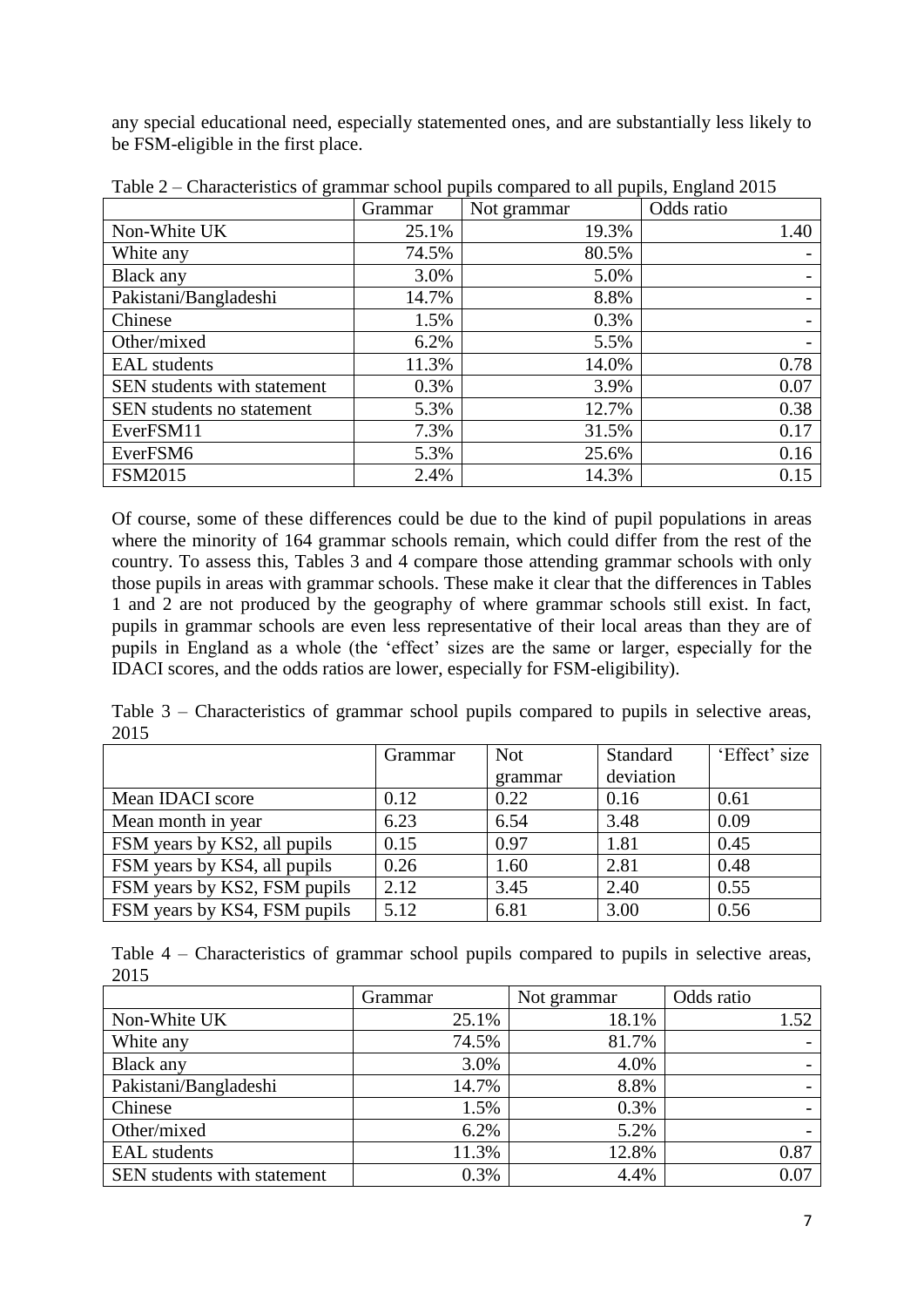any special educational need, especially statemented ones, and are substantially less likely to be FSM-eligible in the first place.

Table 2 – Characteristics of grammar school pupils compared to all pupils, England 2015

| | Grammar | Not grammar | Odds ratio |
|---|---|---|---|
| Non-White UK | 25.1% | 19.3% | 1.40 |
| White any | 74.5% | 80.5% | - |
| Black any | 3.0% | 5.0% | - |
| Pakistani/Bangladeshi | 14.7% | 8.8% | - |
| Chinese | 1.5% | 0.3% | - |
| Other/mixed | 6.2% | 5.5% | - |
| EAL students | 11.3% | 14.0% | 0.78 |
| SEN students with statement | 0.3% | 3.9% | 0.07 |
| SEN students no statement | 5.3% | 12.7% | 0.38 |
| EverFSM11 | 7.3% | 31.5% | 0.17 |
| EverFSM6 | 5.3% | 25.6% | 0.16 |
| FSM2015 | 2.4% | 14.3% | 0.15 |

Of course, some of these differences could be due to the kind of pupil populations in areas where the minority of 164 grammar schools remain, which could differ from the rest of the country. To assess this, Tables 3 and 4 compare those attending grammar schools with only those pupils in areas with grammar schools. These make it clear that the differences in Tables 1 and 2 are not produced by the geography of where grammar schools still exist. In fact, pupils in grammar schools are even less representative of their local areas than they are of pupils in England as a whole (the 'effect' sizes are the same or larger, especially for the IDACI scores, and the odds ratios are lower, especially for FSM-eligibility).

Table 3 – Characteristics of grammar school pupils compared to pupils in selective areas, 2015

| | Grammar | Not grammar | Standard deviation | 'Effect' size |
|---|---|---|---|---|
| Mean IDACI score | 0.12 | 0.22 | 0.16 | 0.61 |
| Mean month in year | 6.23 | 6.54 | 3.48 | 0.09 |
| FSM years by KS2, all pupils | 0.15 | 0.97 | 1.81 | 0.45 |
| FSM years by KS4, all pupils | 0.26 | 1.60 | 2.81 | 0.48 |
| FSM years by KS2, FSM pupils | 2.12 | 3.45 | 2.40 | 0.55 |
| FSM years by KS4, FSM pupils | 5.12 | 6.81 | 3.00 | 0.56 |

Table 4 – Characteristics of grammar school pupils compared to pupils in selective areas, 2015

| | Grammar | Not grammar | Odds ratio |
|---|---|---|---|
| Non-White UK | 25.1% | 18.1% | 1.52 |
| White any | 74.5% | 81.7% | - |
| Black any | 3.0% | 4.0% | - |
| Pakistani/Bangladeshi | 14.7% | 8.8% | - |
| Chinese | 1.5% | 0.3% | - |
| Other/mixed | 6.2% | 5.2% | - |
| EAL students | 11.3% | 12.8% | 0.87 |
| SEN students with statement | 0.3% | 4.4% | 0.07 |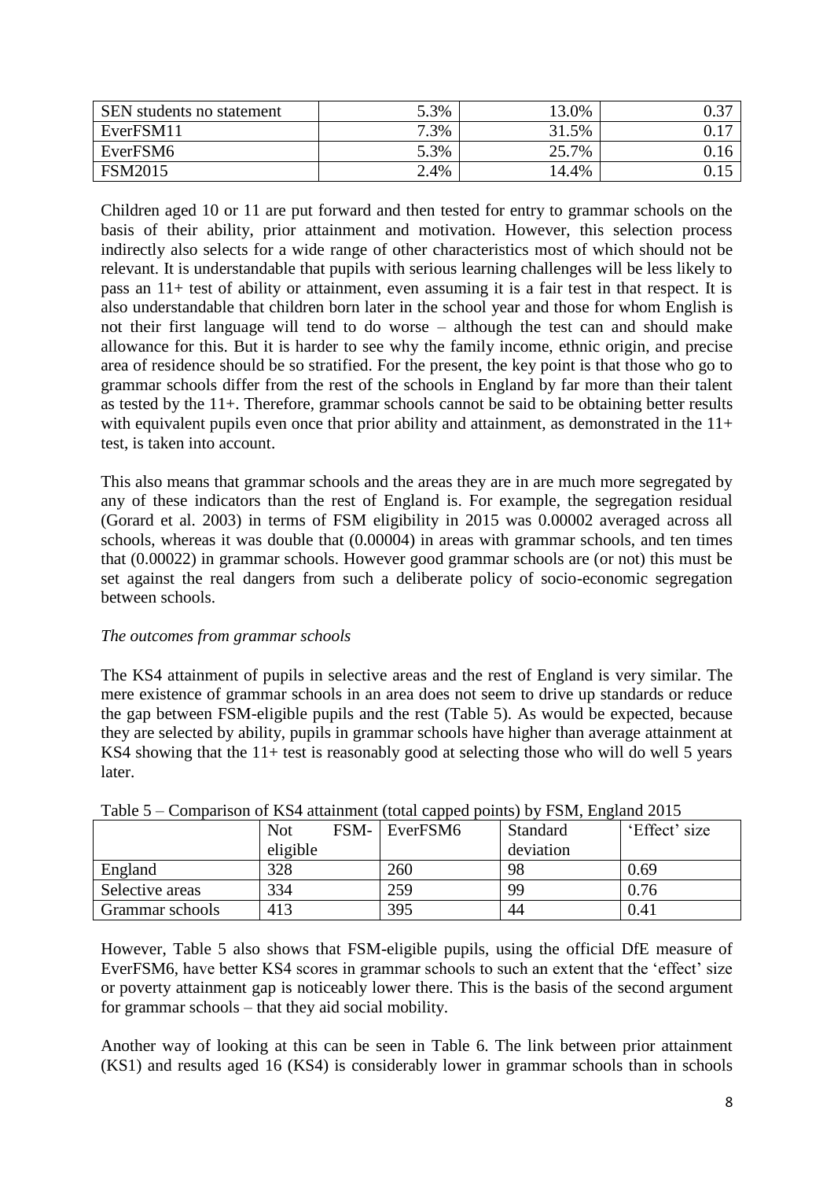| | | | |
|---|---|---|---|
| SEN students no statement | 5.3% | 13.0% | 0.37 |
| EverFSM11 | 7.3% | 31.5% | 0.17 |
| EverFSM6 | 5.3% | 25.7% | 0.16 |
| FSM2015 | 2.4% | 14.4% | 0.15 |

Children aged 10 or 11 are put forward and then tested for entry to grammar schools on the basis of their ability, prior attainment and motivation. However, this selection process indirectly also selects for a wide range of other characteristics most of which should not be relevant. It is understandable that pupils with serious learning challenges will be less likely to pass an 11+ test of ability or attainment, even assuming it is a fair test in that respect. It is also understandable that children born later in the school year and those for whom English is not their first language will tend to do worse – although the test can and should make allowance for this. But it is harder to see why the family income, ethnic origin, and precise area of residence should be so stratified. For the present, the key point is that those who go to grammar schools differ from the rest of the schools in England by far more than their talent as tested by the 11+. Therefore, grammar schools cannot be said to be obtaining better results with equivalent pupils even once that prior ability and attainment, as demonstrated in the 11+ test, is taken into account.

This also means that grammar schools and the areas they are in are much more segregated by any of these indicators than the rest of England is. For example, the segregation residual (Gorard et al. 2003) in terms of FSM eligibility in 2015 was 0.00002 averaged across all schools, whereas it was double that (0.00004) in areas with grammar schools, and ten times that (0.00022) in grammar schools. However good grammar schools are (or not) this must be set against the real dangers from such a deliberate policy of socio-economic segregation between schools.

*The outcomes from grammar schools*

The KS4 attainment of pupils in selective areas and the rest of England is very similar. The mere existence of grammar schools in an area does not seem to drive up standards or reduce the gap between FSM-eligible pupils and the rest (Table 5). As would be expected, because they are selected by ability, pupils in grammar schools have higher than average attainment at KS4 showing that the 11+ test is reasonably good at selecting those who will do well 5 years later.

Table 5 – Comparison of KS4 attainment (total capped points) by FSM, England 2015

| | Not FSM-eligible | EverFSM6 | Standard deviation | 'Effect' size |
|---|---|---|---|---|
| England | 328 | 260 | 98 | 0.69 |
| Selective areas | 334 | 259 | 99 | 0.76 |
| Grammar schools | 413 | 395 | 44 | 0.41 |

However, Table 5 also shows that FSM-eligible pupils, using the official DfE measure of EverFSM6, have better KS4 scores in grammar schools to such an extent that the 'effect' size or poverty attainment gap is noticeably lower there. This is the basis of the second argument for grammar schools – that they aid social mobility.

Another way of looking at this can be seen in Table 6. The link between prior attainment (KS1) and results aged 16 (KS4) is considerably lower in grammar schools than in schools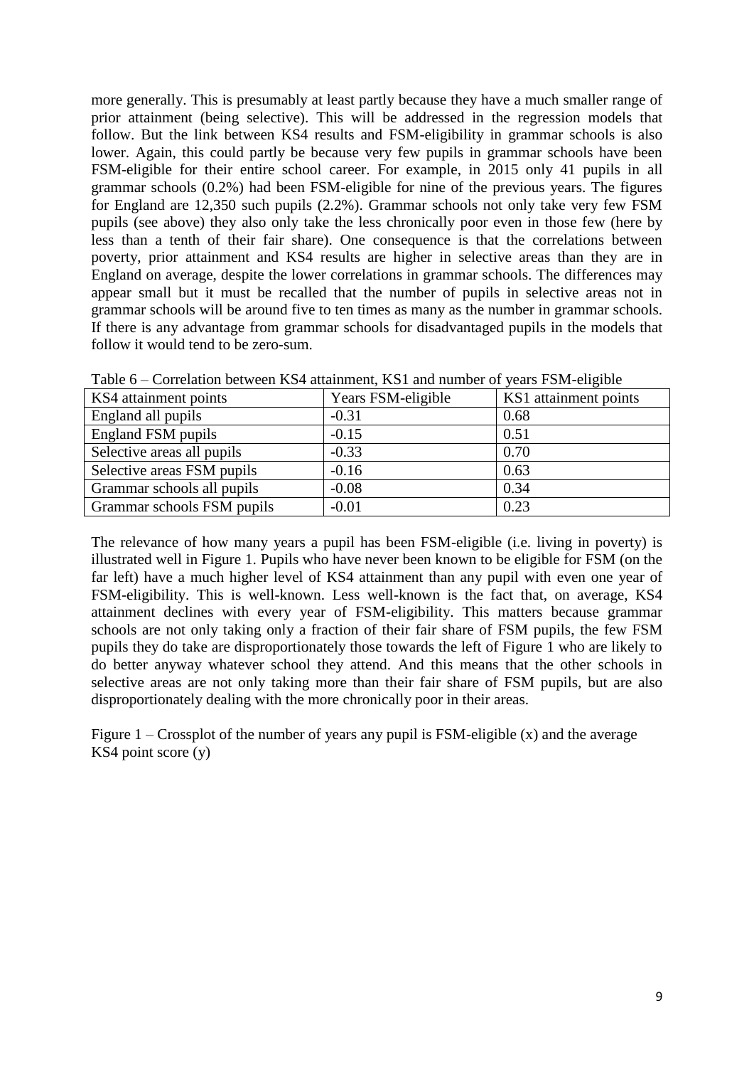more generally. This is presumably at least partly because they have a much smaller range of prior attainment (being selective). This will be addressed in the regression models that follow. But the link between KS4 results and FSM-eligibility in grammar schools is also lower. Again, this could partly be because very few pupils in grammar schools have been FSM-eligible for their entire school career. For example, in 2015 only 41 pupils in all grammar schools (0.2%) had been FSM-eligible for nine of the previous years. The figures for England are 12,350 such pupils (2.2%). Grammar schools not only take very few FSM pupils (see above) they also only take the less chronically poor even in those few (here by less than a tenth of their fair share). One consequence is that the correlations between poverty, prior attainment and KS4 results are higher in selective areas than they are in England on average, despite the lower correlations in grammar schools. The differences may appear small but it must be recalled that the number of pupils in selective areas not in grammar schools will be around five to ten times as many as the number in grammar schools. If there is any advantage from grammar schools for disadvantaged pupils in the models that follow it would tend to be zero-sum.

Table 6 – Correlation between KS4 attainment, KS1 and number of years FSM-eligible

| KS4 attainment points | Years FSM-eligible | KS1 attainment points |
|---|---|---|
| England all pupils | -0.31 | 0.68 |
| England FSM pupils | -0.15 | 0.51 |
| Selective areas all pupils | -0.33 | 0.70 |
| Selective areas FSM pupils | -0.16 | 0.63 |
| Grammar schools all pupils | -0.08 | 0.34 |
| Grammar schools FSM pupils | -0.01 | 0.23 |

The relevance of how many years a pupil has been FSM-eligible (i.e. living in poverty) is illustrated well in Figure 1. Pupils who have never been known to be eligible for FSM (on the far left) have a much higher level of KS4 attainment than any pupil with even one year of FSM-eligibility. This is well-known. Less well-known is the fact that, on average, KS4 attainment declines with every year of FSM-eligibility. This matters because grammar schools are not only taking only a fraction of their fair share of FSM pupils, the few FSM pupils they do take are disproportionately those towards the left of Figure 1 who are likely to do better anyway whatever school they attend. And this means that the other schools in selective areas are not only taking more than their fair share of FSM pupils, but are also disproportionately dealing with the more chronically poor in their areas.

Figure 1 – Crossplot of the number of years any pupil is FSM-eligible (x) and the average KS4 point score (y)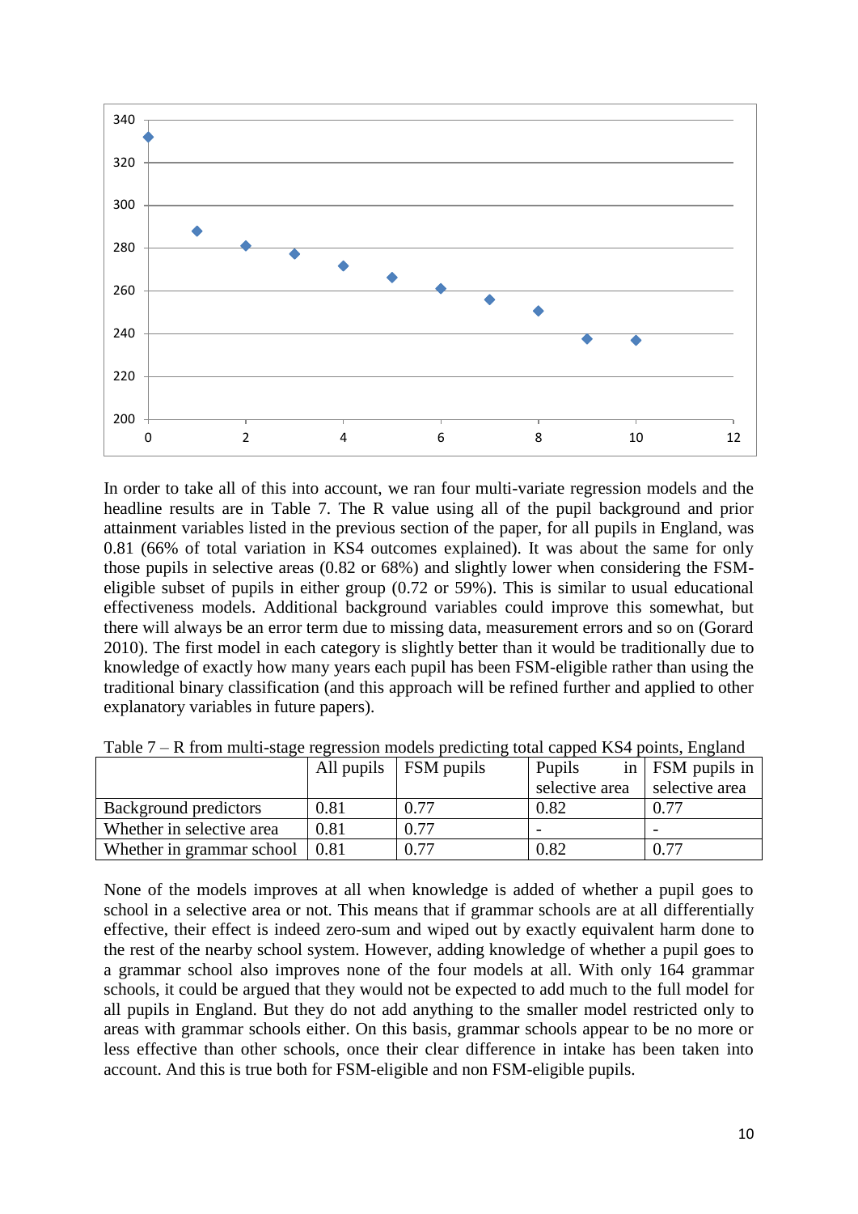340
320
300
280
260
240
220
200
0 2 4 6 8 10 12

In order to take all of this into account, we ran four multi-variate regression models and the headline results are in Table 7. The R value using all of the pupil background and prior attainment variables listed in the previous section of the paper, for all pupils in England, was 0.81 (66% of total variation in KS4 outcomes explained). It was about the same for only those pupils in selective areas (0.82 or 68%) and slightly lower when considering the FSM-eligible subset of pupils in either group (0.72 or 59%). This is similar to usual educational effectiveness models. Additional background variables could improve this somewhat, but there will always be an error term due to missing data, measurement errors and so on (Gorard 2010). The first model in each category is slightly better than it would be traditionally due to knowledge of exactly how many years each pupil has been FSM-eligible rather than using the traditional binary classification (and this approach will be refined further and applied to other explanatory variables in future papers).

Table 7 – R from multi-stage regression models predicting total capped KS4 points, England

| | All pupils | FSM pupils | Pupils in selective area | FSM pupils in selective area |
|---|---|---|---|---|
| Background predictors | 0.81 | 0.77 | 0.82 | 0.77 |
| Whether in selective area | 0.81 | 0.77 | - | - |
| Whether in grammar school | 0.81 | 0.77 | 0.82 | 0.77 |

None of the models improves at all when knowledge is added of whether a pupil goes to school in a selective area or not. This means that if grammar schools are at all differentially effective, their effect is indeed zero-sum and wiped out by exactly equivalent harm done to the rest of the nearby school system. However, adding knowledge of whether a pupil goes to a grammar school also improves none of the four models at all. With only 164 grammar schools, it could be argued that they would not be expected to add much to the full model for all pupils in England. But they do not add anything to the smaller model restricted only to areas with grammar schools either. On this basis, grammar schools appear to be no more or less effective than other schools, once their clear difference in intake has been taken into account. And this is true both for FSM-eligible and non FSM-eligible pupils.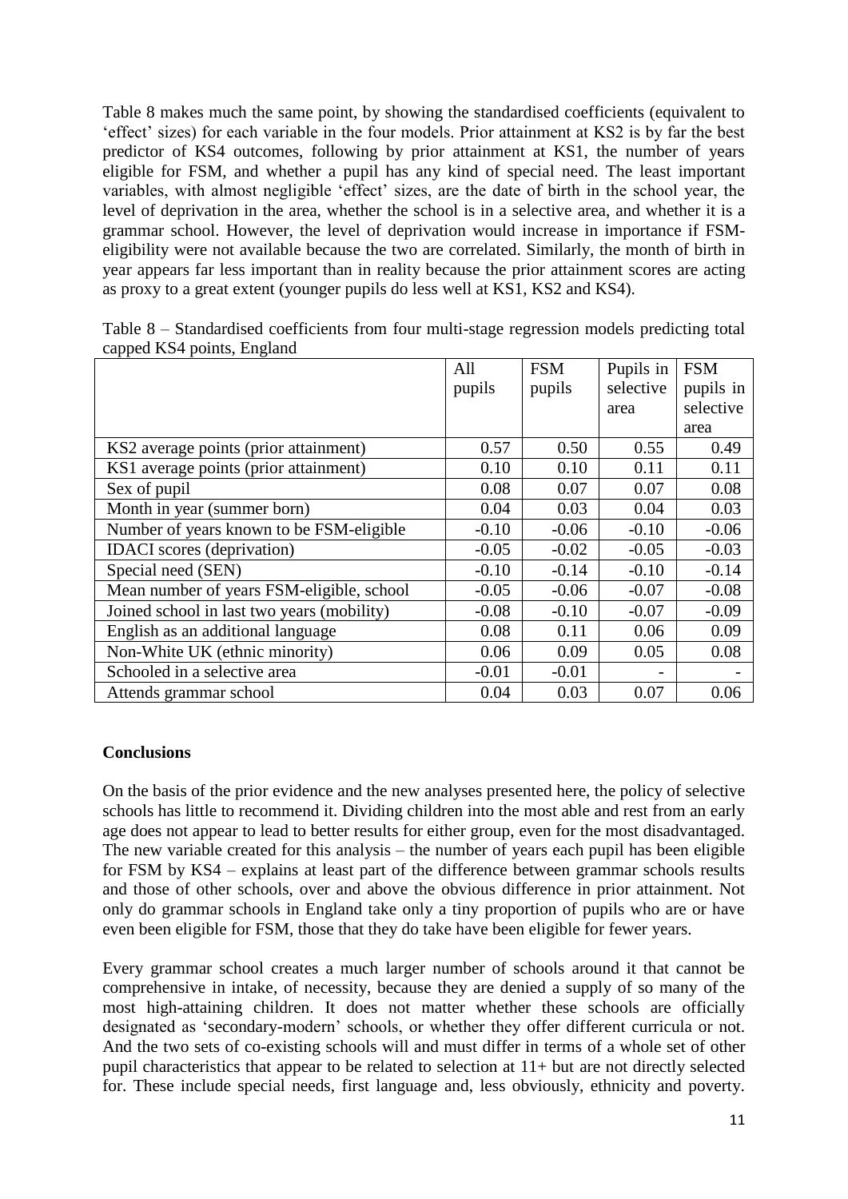Table 8 makes much the same point, by showing the standardised coefficients (equivalent to 'effect' sizes) for each variable in the four models. Prior attainment at KS2 is by far the best predictor of KS4 outcomes, following by prior attainment at KS1, the number of years eligible for FSM, and whether a pupil has any kind of special need. The least important variables, with almost negligible 'effect' sizes, are the date of birth in the school year, the level of deprivation in the area, whether the school is in a selective area, and whether it is a grammar school. However, the level of deprivation would increase in importance if FSM-eligibility were not available because the two are correlated. Similarly, the month of birth in year appears far less important than in reality because the prior attainment scores are acting as proxy to a great extent (younger pupils do less well at KS1, KS2 and KS4).

Table 8 – Standardised coefficients from four multi-stage regression models predicting total capped KS4 points, England

| | All pupils | FSM pupils | Pupils in selective area | FSM pupils in selective area |
|---|---|---|---|---|
| KS2 average points (prior attainment) | 0.57 | 0.50 | 0.55 | 0.49 |
| KS1 average points (prior attainment) | 0.10 | 0.10 | 0.11 | 0.11 |
| Sex of pupil | 0.08 | 0.07 | 0.07 | 0.08 |
| Month in year (summer born) | 0.04 | 0.03 | 0.04 | 0.03 |
| Number of years known to be FSM-eligible | -0.10 | -0.06 | -0.10 | -0.06 |
| IDACI scores (deprivation) | -0.05 | -0.02 | -0.05 | -0.03 |
| Special need (SEN) | -0.10 | -0.14 | -0.10 | -0.14 |
| Mean number of years FSM-eligible, school | -0.05 | -0.06 | -0.07 | -0.08 |
| Joined school in last two years (mobility) | -0.08 | -0.10 | -0.07 | -0.09 |
| English as an additional language | 0.08 | 0.11 | 0.06 | 0.09 |
| Non-White UK (ethnic minority) | 0.06 | 0.09 | 0.05 | 0.08 |
| Schooled in a selective area | -0.01 | -0.01 | - | - |
| Attends grammar school | 0.04 | 0.03 | 0.07 | 0.06 |

**Conclusions**

On the basis of the prior evidence and the new analyses presented here, the policy of selective schools has little to recommend it. Dividing children into the most able and rest from an early age does not appear to lead to better results for either group, even for the most disadvantaged. The new variable created for this analysis – the number of years each pupil has been eligible for FSM by KS4 – explains at least part of the difference between grammar schools results and those of other schools, over and above the obvious difference in prior attainment. Not only do grammar schools in England take only a tiny proportion of pupils who are or have even been eligible for FSM, those that they do take have been eligible for fewer years.

Every grammar school creates a much larger number of schools around it that cannot be comprehensive in intake, of necessity, because they are denied a supply of so many of the most high-attaining children. It does not matter whether these schools are officially designated as 'secondary-modern' schools, or whether they offer different curricula or not. And the two sets of co-existing schools will and must differ in terms of a whole set of other pupil characteristics that appear to be related to selection at 11+ but are not directly selected for. These include special needs, first language and, less obviously, ethnicity and poverty.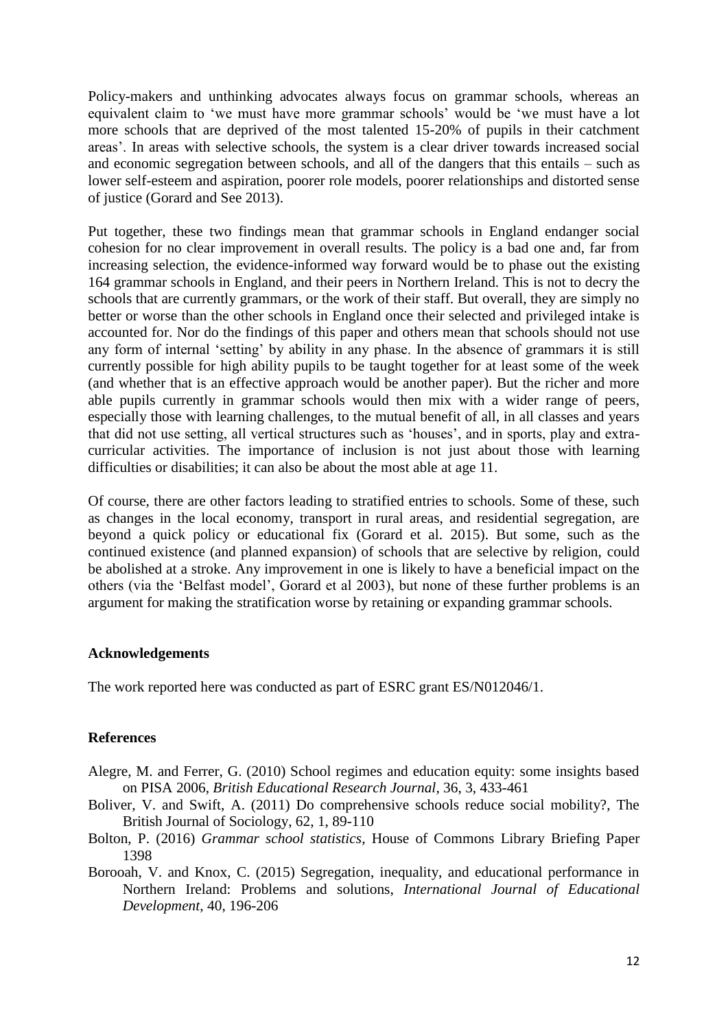Policy-makers and unthinking advocates always focus on grammar schools, whereas an equivalent claim to 'we must have more grammar schools' would be 'we must have a lot more schools that are deprived of the most talented 15-20% of pupils in their catchment areas'. In areas with selective schools, the system is a clear driver towards increased social and economic segregation between schools, and all of the dangers that this entails – such as lower self-esteem and aspiration, poorer role models, poorer relationships and distorted sense of justice (Gorard and See 2013).

Put together, these two findings mean that grammar schools in England endanger social cohesion for no clear improvement in overall results. The policy is a bad one and, far from increasing selection, the evidence-informed way forward would be to phase out the existing 164 grammar schools in England, and their peers in Northern Ireland. This is not to decry the schools that are currently grammars, or the work of their staff. But overall, they are simply no better or worse than the other schools in England once their selected and privileged intake is accounted for. Nor do the findings of this paper and others mean that schools should not use any form of internal 'setting' by ability in any phase. In the absence of grammars it is still currently possible for high ability pupils to be taught together for at least some of the week (and whether that is an effective approach would be another paper). But the richer and more able pupils currently in grammar schools would then mix with a wider range of peers, especially those with learning challenges, to the mutual benefit of all, in all classes and years that did not use setting, all vertical structures such as 'houses', and in sports, play and extra-curricular activities. The importance of inclusion is not just about those with learning difficulties or disabilities; it can also be about the most able at age 11.

Of course, there are other factors leading to stratified entries to schools. Some of these, such as changes in the local economy, transport in rural areas, and residential segregation, are beyond a quick policy or educational fix (Gorard et al. 2015). But some, such as the continued existence (and planned expansion) of schools that are selective by religion, could be abolished at a stroke. Any improvement in one is likely to have a beneficial impact on the others (via the 'Belfast model', Gorard et al 2003), but none of these further problems is an argument for making the stratification worse by retaining or expanding grammar schools.

## Acknowledgements

The work reported here was conducted as part of ESRC grant ES/N012046/1.

## References

Alegre, M. and Ferrer, G. (2010) School regimes and education equity: some insights based on PISA 2006, *British Educational Research Journal*, 36, 3, 433-461

Boliver, V. and Swift, A. (2011) Do comprehensive schools reduce social mobility?, The British Journal of Sociology, 62, 1, 89-110

Bolton, P. (2016) *Grammar school statistics*, House of Commons Library Briefing Paper 1398

Borooah, V. and Knox, C. (2015) Segregation, inequality, and educational performance in Northern Ireland: Problems and solutions, *International Journal of Educational Development*, 40, 196-206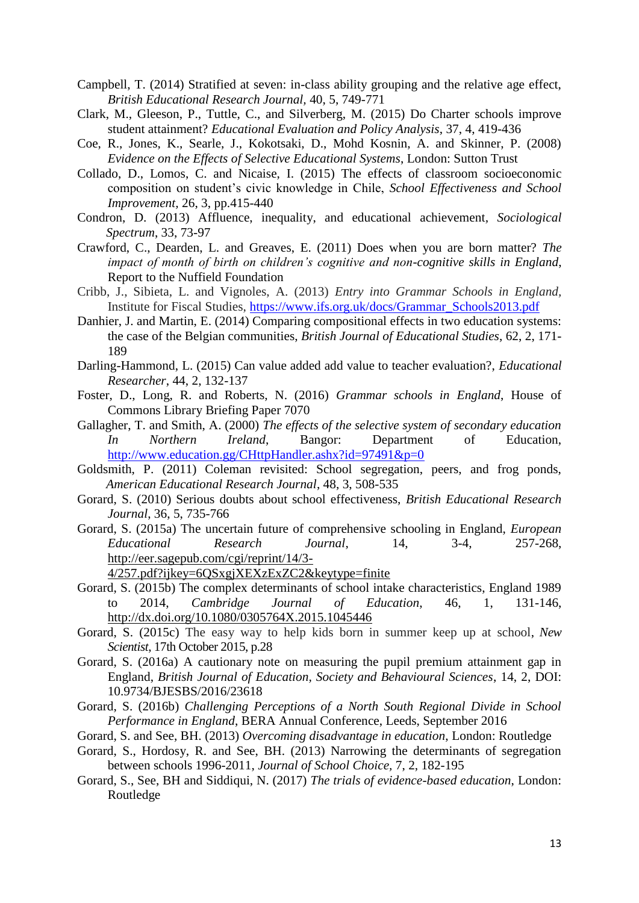Campbell, T. (2014) Stratified at seven: in-class ability grouping and the relative age effect, *British Educational Research Journal*, 40, 5, 749-771

Clark, M., Gleeson, P., Tuttle, C., and Silverberg, M. (2015) Do Charter schools improve student attainment? *Educational Evaluation and Policy Analysis*, 37, 4, 419-436

Coe, R., Jones, K., Searle, J., Kokotsaki, D., Mohd Kosnin, A. and Skinner, P. (2008) *Evidence on the Effects of Selective Educational Systems*, London: Sutton Trust

Collado, D., Lomos, C. and Nicaise, I. (2015) The effects of classroom socioeconomic composition on student's civic knowledge in Chile, *School Effectiveness and School Improvement*, 26, 3, pp.415-440

Condron, D. (2013) Affluence, inequality, and educational achievement, *Sociological Spectrum*, 33, 73-97

Crawford, C., Dearden, L. and Greaves, E. (2011) Does when you are born matter? *The impact of month of birth on children's cognitive and non-cognitive skills in England*, Report to the Nuffield Foundation

Cribb, J., Sibieta, L. and Vignoles, A. (2013) *Entry into Grammar Schools in England*, Institute for Fiscal Studies, https://www.ifs.org.uk/docs/Grammar_Schools2013.pdf

Danhier, J. and Martin, E. (2014) Comparing compositional effects in two education systems: the case of the Belgian communities, *British Journal of Educational Studies*, 62, 2, 171-189

Darling-Hammond, L. (2015) Can value added add value to teacher evaluation?, *Educational Researcher*, 44, 2, 132-137

Foster, D., Long, R. and Roberts, N. (2016) *Grammar schools in England*, House of Commons Library Briefing Paper 7070

Gallagher, T. and Smith, A. (2000) *The effects of the selective system of secondary education In Northern Ireland*, Bangor: Department of Education, http://www.education.gg/CHttpHandler.ashx?id=97491&p=0

Goldsmith, P. (2011) Coleman revisited: School segregation, peers, and frog ponds, *American Educational Research Journal*, 48, 3, 508-535

Gorard, S. (2010) Serious doubts about school effectiveness, *British Educational Research Journal*, 36, 5, 735-766

Gorard, S. (2015a) The uncertain future of comprehensive schooling in England, *European Educational Research Journal*, 14, 3-4, 257-268, http://eer.sagepub.com/cgi/reprint/14/3-4/257.pdf?ijkey=6QSxgjXEXzExZC2&keytype=finite

Gorard, S. (2015b) The complex determinants of school intake characteristics, England 1989 to 2014, *Cambridge Journal of Education*, 46, 1, 131-146, http://dx.doi.org/10.1080/0305764X.2015.1045446

Gorard, S. (2015c) The easy way to help kids born in summer keep up at school, *New Scientist*, 17th October 2015, p.28

Gorard, S. (2016a) A cautionary note on measuring the pupil premium attainment gap in England, *British Journal of Education, Society and Behavioural Sciences*, 14, 2, DOI: 10.9734/BJESBS/2016/23618

Gorard, S. (2016b) *Challenging Perceptions of a North South Regional Divide in School Performance in England*, BERA Annual Conference, Leeds, September 2016

Gorard, S. and See, BH. (2013) *Overcoming disadvantage in education*, London: Routledge

Gorard, S., Hordosy, R. and See, BH. (2013) Narrowing the determinants of segregation between schools 1996-2011, *Journal of School Choice*, 7, 2, 182-195

Gorard, S., See, BH and Siddiqui, N. (2017) *The trials of evidence-based education*, London: Routledge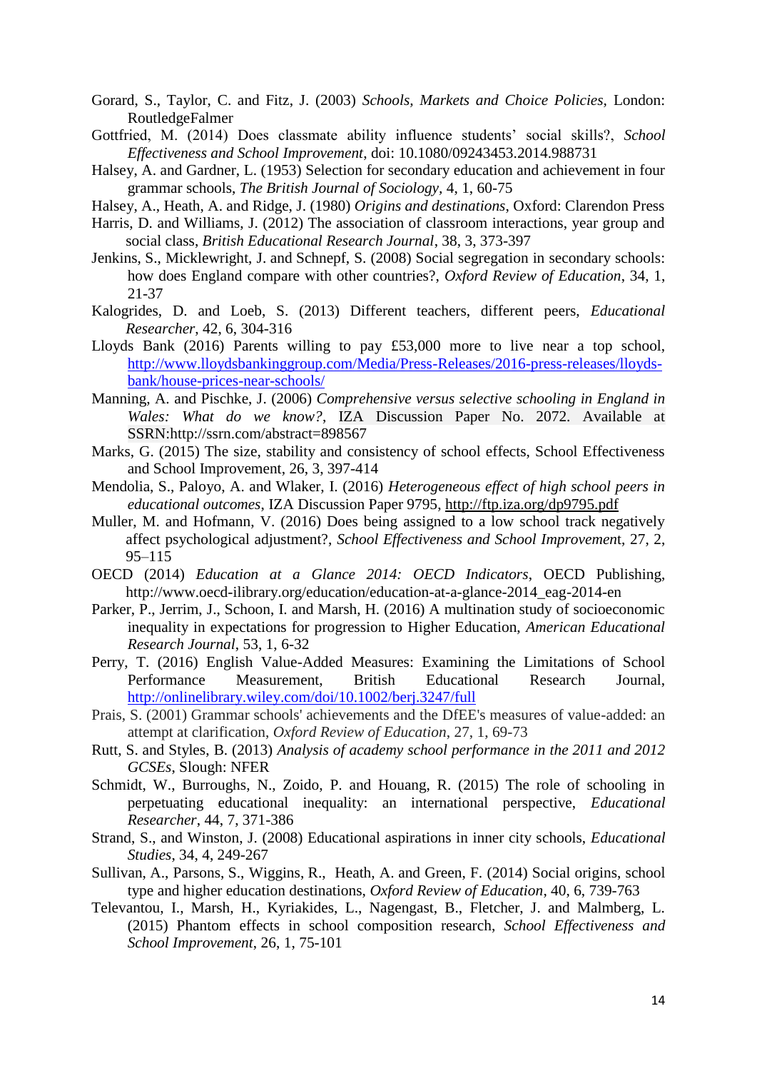Gorard, S., Taylor, C. and Fitz, J. (2003) *Schools, Markets and Choice Policies*, London: RoutledgeFalmer

Gottfried, M. (2014) Does classmate ability influence students' social skills?, *School Effectiveness and School Improvement*, doi: 10.1080/09243453.2014.988731

Halsey, A. and Gardner, L. (1953) Selection for secondary education and achievement in four grammar schools, *The British Journal of Sociology*, 4, 1, 60-75

Halsey, A., Heath, A. and Ridge, J. (1980) *Origins and destinations*, Oxford: Clarendon Press

Harris, D. and Williams, J. (2012) The association of classroom interactions, year group and social class, *British Educational Research Journal*, 38, 3, 373-397

Jenkins, S., Micklewright, J. and Schnepf, S. (2008) Social segregation in secondary schools: how does England compare with other countries?, *Oxford Review of Education*, 34, 1, 21-37

Kalogrides, D. and Loeb, S. (2013) Different teachers, different peers, *Educational Researcher*, 42, 6, 304-316

Lloyds Bank (2016) Parents willing to pay £53,000 more to live near a top school, http://www.lloydsbankinggroup.com/Media/Press-Releases/2016-press-releases/lloyds-bank/house-prices-near-schools/

Manning, A. and Pischke, J. (2006) *Comprehensive versus selective schooling in England in Wales: What do we know?*, IZA Discussion Paper No. 2072. Available at SSRN:http://ssrn.com/abstract=898567

Marks, G. (2015) The size, stability and consistency of school effects, School Effectiveness and School Improvement, 26, 3, 397-414

Mendolia, S., Paloyo, A. and Wlaker, I. (2016) *Heterogeneous effect of high school peers in educational outcomes*, IZA Discussion Paper 9795, http://ftp.iza.org/dp9795.pdf

Muller, M. and Hofmann, V. (2016) Does being assigned to a low school track negatively affect psychological adjustment?, *School Effectiveness and School Improvement*, 27, 2, 95–115

OECD (2014) *Education at a Glance 2014: OECD Indicators*, OECD Publishing, http://www.oecd-ilibrary.org/education/education-at-a-glance-2014_eag-2014-en

Parker, P., Jerrim, J., Schoon, I. and Marsh, H. (2016) A multination study of socioeconomic inequality in expectations for progression to Higher Education, *American Educational Research Journal*, 53, 1, 6-32

Perry, T. (2016) English Value-Added Measures: Examining the Limitations of School Performance Measurement, British Educational Research Journal, http://onlinelibrary.wiley.com/doi/10.1002/berj.3247/full

Prais, S. (2001) Grammar schools' achievements and the DfEE's measures of value-added: an attempt at clarification, *Oxford Review of Education*, 27, 1, 69-73

Rutt, S. and Styles, B. (2013) *Analysis of academy school performance in the 2011 and 2012 GCSEs*, Slough: NFER

Schmidt, W., Burroughs, N., Zoido, P. and Houang, R. (2015) The role of schooling in perpetuating educational inequality: an international perspective, *Educational Researcher*, 44, 7, 371-386

Strand, S., and Winston, J. (2008) Educational aspirations in inner city schools, *Educational Studies*, 34, 4, 249-267

Sullivan, A., Parsons, S., Wiggins, R., Heath, A. and Green, F. (2014) Social origins, school type and higher education destinations, *Oxford Review of Education*, 40, 6, 739-763

Televantou, I., Marsh, H., Kyriakides, L., Nagengast, B., Fletcher, J. and Malmberg, L. (2015) Phantom effects in school composition research, *School Effectiveness and School Improvement*, 26, 1, 75-101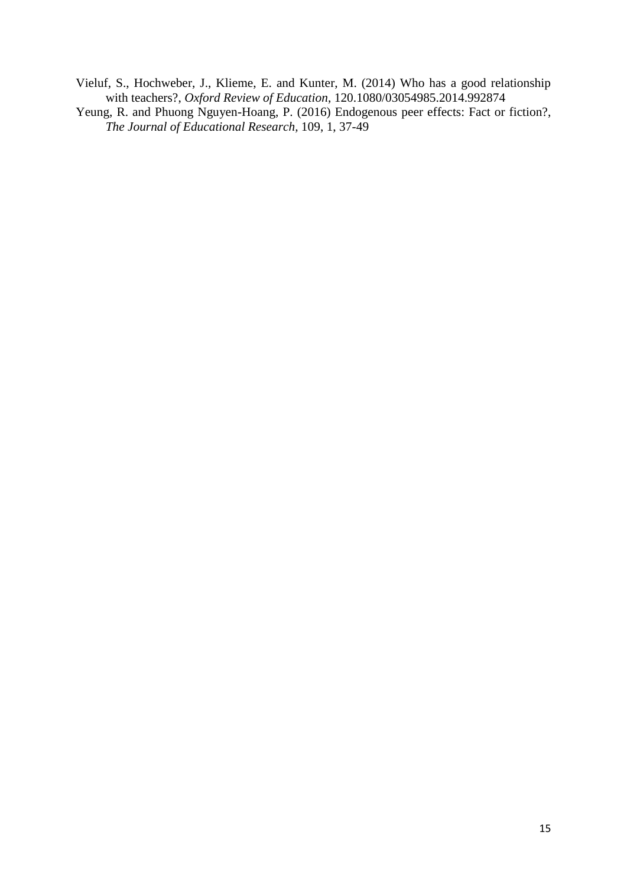Vieluf, S., Hochweber, J., Klieme, E. and Kunter, M. (2014) Who has a good relationship with teachers?, *Oxford Review of Education*, 120.1080/03054985.2014.992874

Yeung, R. and Phuong Nguyen-Hoang, P. (2016) Endogenous peer effects: Fact or fiction?, *The Journal of Educational Research*, 109, 1, 37-49